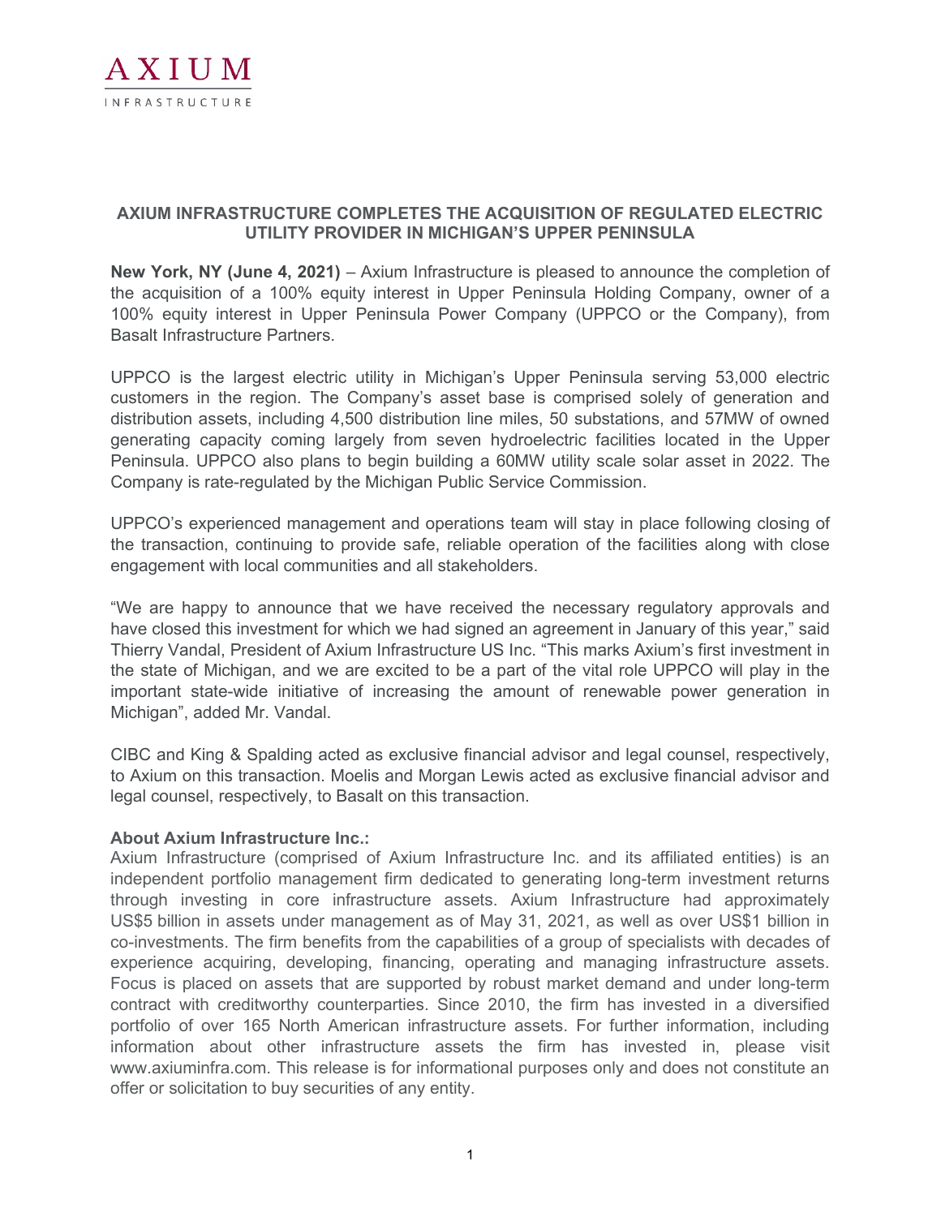AXIUM

INFRASTRUCTURE

# AXIUM INFRASTRUCTURE COMPLETES THE ACQUISITION OF REGULATED ELECTRIC UTILITY PROVIDER IN MICHIGAN'S UPPER PENINSULA

**New York, NY (June 4, 2021)** – Axium Infrastructure is pleased to announce the completion of the acquisition of a 100% equity interest in Upper Peninsula Holding Company, owner of a 100% equity interest in Upper Peninsula Power Company (UPPCO or the Company), from Basalt Infrastructure Partners.

UPPCO is the largest electric utility in Michigan's Upper Peninsula serving 53,000 electric customers in the region. The Company's asset base is comprised solely of generation and distribution assets, including 4,500 distribution line miles, 50 substations, and 57MW of owned generating capacity coming largely from seven hydroelectric facilities located in the Upper Peninsula. UPPCO also plans to begin building a 60MW utility scale solar asset in 2022. The Company is rate-regulated by the Michigan Public Service Commission.

UPPCO's experienced management and operations team will stay in place following closing of the transaction, continuing to provide safe, reliable operation of the facilities along with close engagement with local communities and all stakeholders.

"We are happy to announce that we have received the necessary regulatory approvals and have closed this investment for which we had signed an agreement in January of this year," said Thierry Vandal, President of Axium Infrastructure US Inc. "This marks Axium's first investment in the state of Michigan, and we are excited to be a part of the vital role UPPCO will play in the important state-wide initiative of increasing the amount of renewable power generation in Michigan", added Mr. Vandal.

CIBC and King & Spalding acted as exclusive financial advisor and legal counsel, respectively, to Axium on this transaction. Moelis and Morgan Lewis acted as exclusive financial advisor and legal counsel, respectively, to Basalt on this transaction.

**About Axium Infrastructure Inc.:**
Axium Infrastructure (comprised of Axium Infrastructure Inc. and its affiliated entities) is an independent portfolio management firm dedicated to generating long-term investment returns through investing in core infrastructure assets. Axium Infrastructure had approximately US$5 billion in assets under management as of May 31, 2021, as well as over US$1 billion in co-investments. The firm benefits from the capabilities of a group of specialists with decades of experience acquiring, developing, financing, operating and managing infrastructure assets. Focus is placed on assets that are supported by robust market demand and under long-term contract with creditworthy counterparties. Since 2010, the firm has invested in a diversified portfolio of over 165 North American infrastructure assets. For further information, including information about other infrastructure assets the firm has invested in, please visit www.axiuminfra.com. This release is for informational purposes only and does not constitute an offer or solicitation to buy securities of any entity.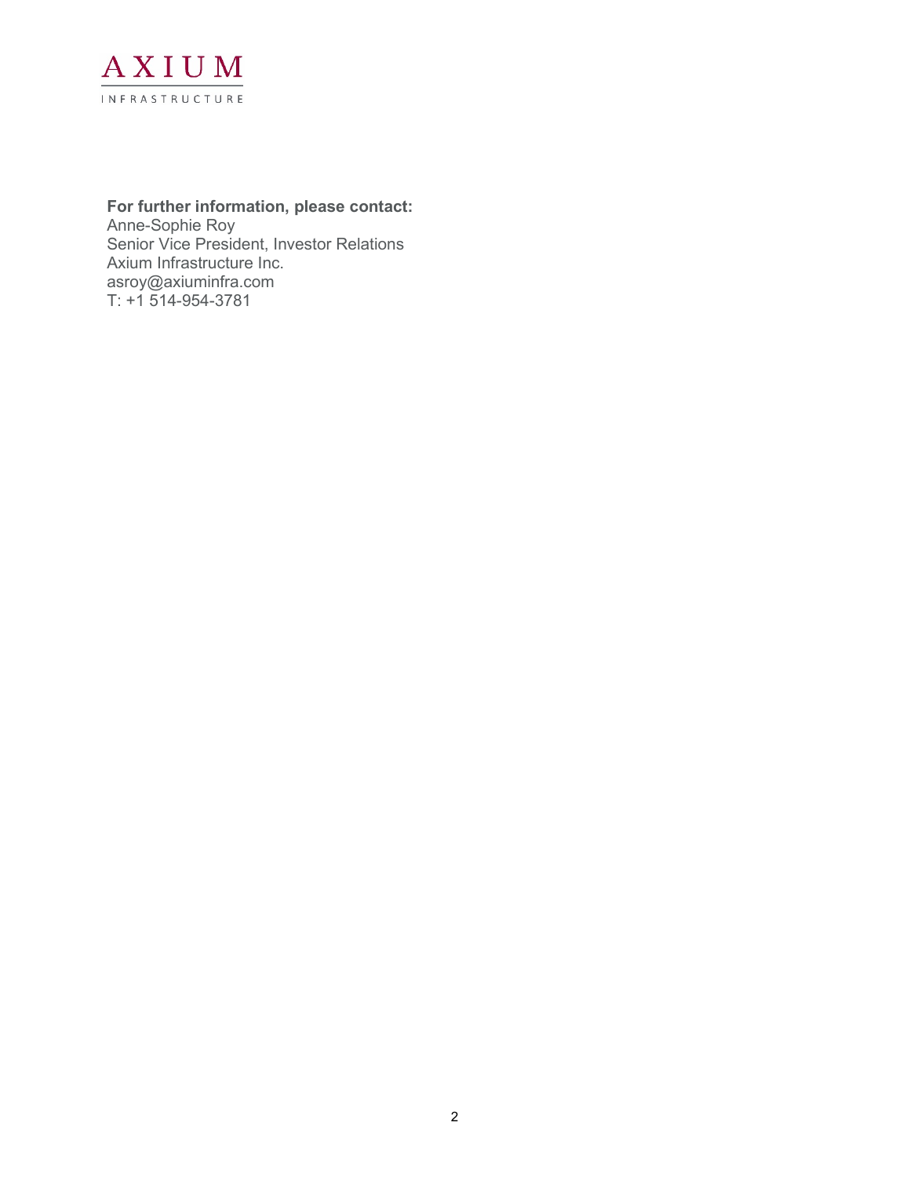AXIUM
INFRASTRUCTURE

**For further information, please contact:**
Anne-Sophie Roy
Senior Vice President, Investor Relations
Axium Infrastructure Inc.
asroy@axiuminfra.com
T: +1 514-954-3781